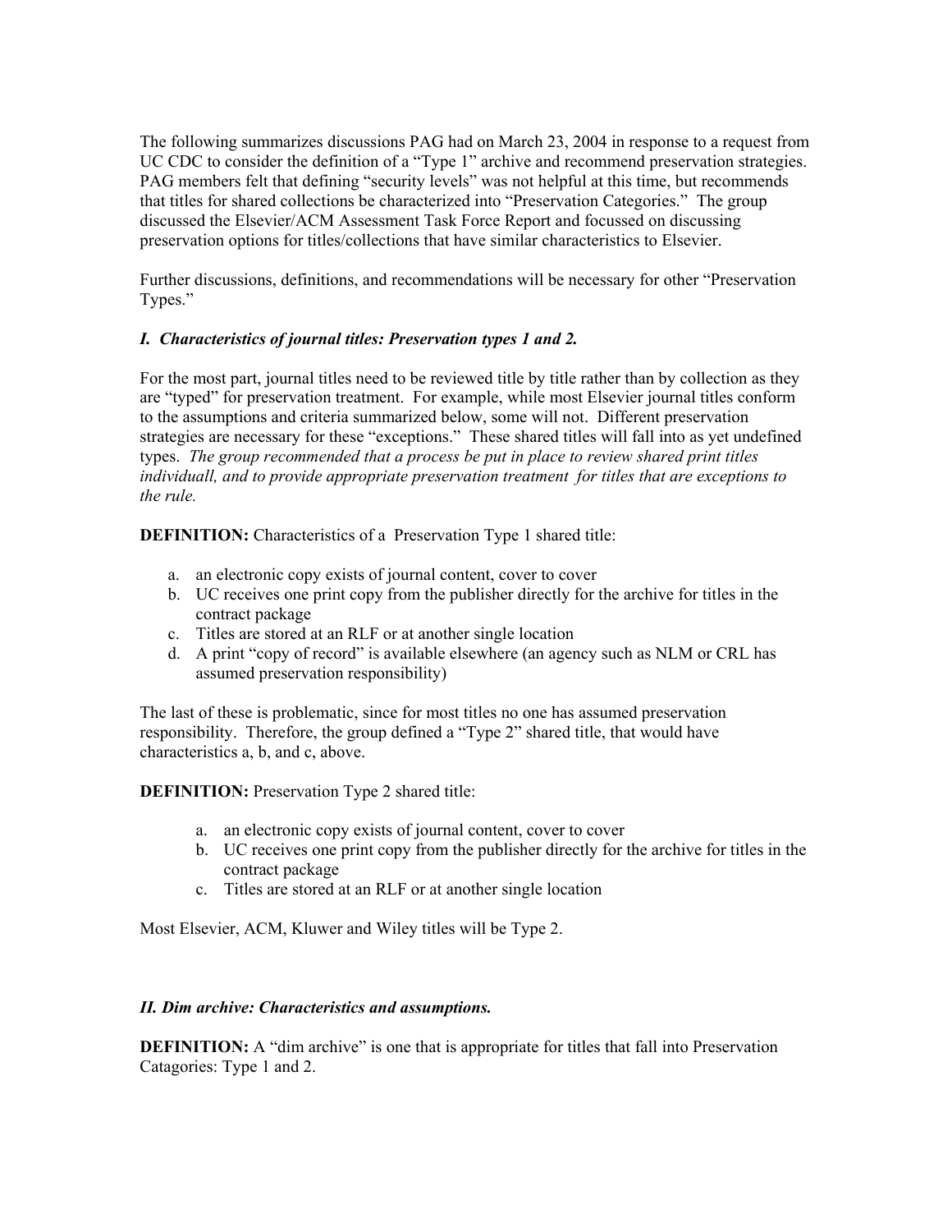The following summarizes discussions PAG had on March 23, 2004 in response to a request from UC CDC to consider the definition of a "Type 1" archive and recommend preservation strategies. PAG members felt that defining "security levels" was not helpful at this time, but recommends that titles for shared collections be characterized into "Preservation Categories." The group discussed the Elsevier/ACM Assessment Task Force Report and focussed on discussing preservation options for titles/collections that have similar characteristics to Elsevier.

Further discussions, definitions, and recommendations will be necessary for other "Preservation Types."

### *I. Characteristics of journal titles: Preservation types 1 and 2.*

For the most part, journal titles need to be reviewed title by title rather than by collection as they are "typed" for preservation treatment. For example, while most Elsevier journal titles conform to the assumptions and criteria summarized below, some will not. Different preservation strategies are necessary for these "exceptions." These shared titles will fall into as yet undefined types. *The group recommended that a process be put in place to review shared print titles individuall, and to provide appropriate preservation treatment for titles that are exceptions to the rule.*

**DEFINITION:** Characteristics of a Preservation Type 1 shared title:

a. an electronic copy exists of journal content, cover to cover
b. UC receives one print copy from the publisher directly for the archive for titles in the contract package
c. Titles are stored at an RLF or at another single location
d. A print "copy of record" is available elsewhere (an agency such as NLM or CRL has assumed preservation responsibility)

The last of these is problematic, since for most titles no one has assumed preservation responsibility. Therefore, the group defined a "Type 2" shared title, that would have characteristics a, b, and c, above.

**DEFINITION:** Preservation Type 2 shared title:

a. an electronic copy exists of journal content, cover to cover
b. UC receives one print copy from the publisher directly for the archive for titles in the contract package
c. Titles are stored at an RLF or at another single location

Most Elsevier, ACM, Kluwer and Wiley titles will be Type 2.

### *II. Dim archive: Characteristics and assumptions.*

**DEFINITION:** A "dim archive" is one that is appropriate for titles that fall into Preservation Catagories: Type 1 and 2.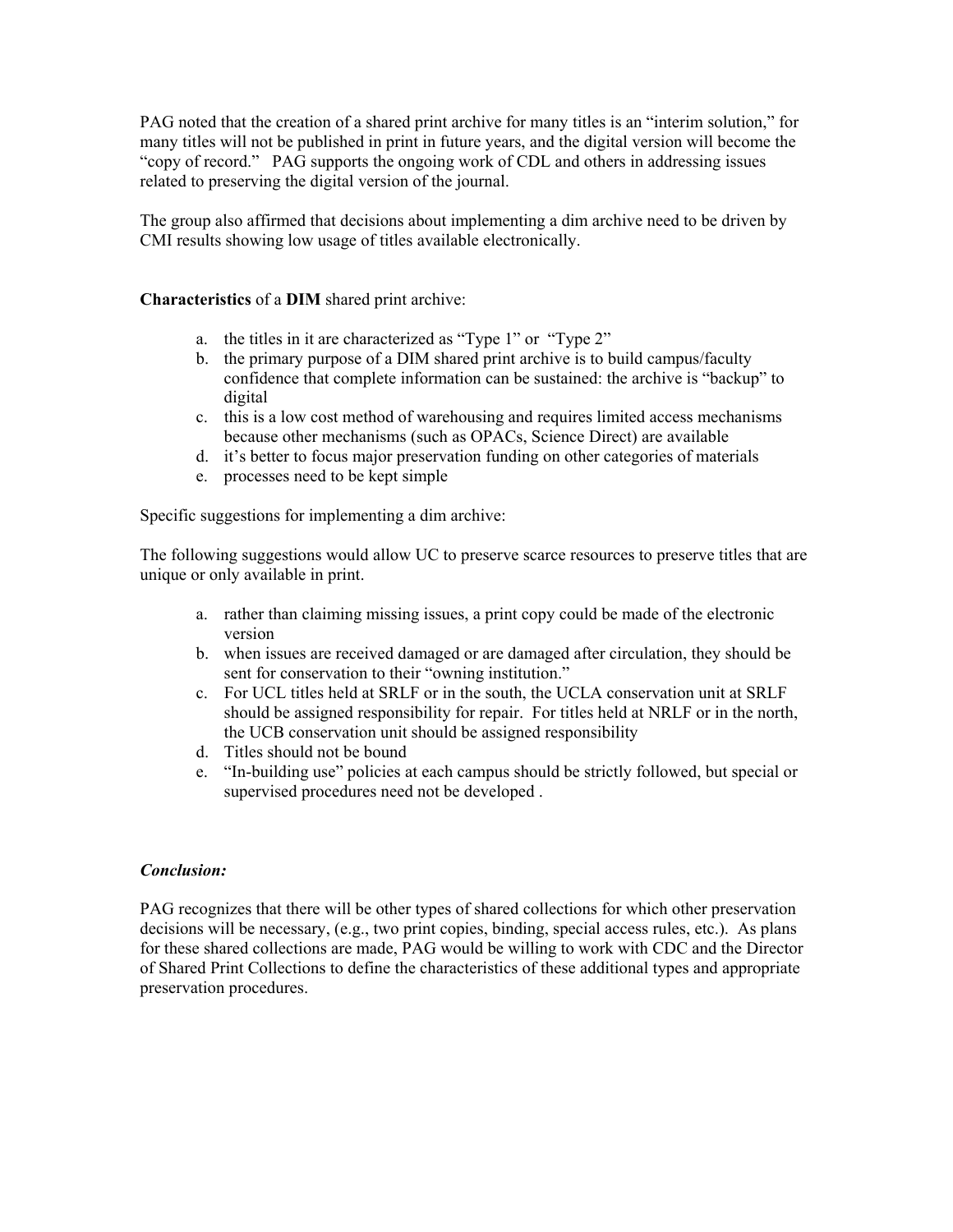PAG noted that the creation of a shared print archive for many titles is an "interim solution," for many titles will not be published in print in future years, and the digital version will become the "copy of record." PAG supports the ongoing work of CDL and others in addressing issues related to preserving the digital version of the journal.

The group also affirmed that decisions about implementing a dim archive need to be driven by CMI results showing low usage of titles available electronically.

**Characteristics** of a **DIM** shared print archive:

a. the titles in it are characterized as "Type 1" or "Type 2"
b. the primary purpose of a DIM shared print archive is to build campus/faculty confidence that complete information can be sustained: the archive is "backup" to digital
c. this is a low cost method of warehousing and requires limited access mechanisms because other mechanisms (such as OPACs, Science Direct) are available
d. it's better to focus major preservation funding on other categories of materials
e. processes need to be kept simple

Specific suggestions for implementing a dim archive:

The following suggestions would allow UC to preserve scarce resources to preserve titles that are unique or only available in print.

a. rather than claiming missing issues, a print copy could be made of the electronic version
b. when issues are received damaged or are damaged after circulation, they should be sent for conservation to their "owning institution."
c. For UCL titles held at SRLF or in the south, the UCLA conservation unit at SRLF should be assigned responsibility for repair. For titles held at NRLF or in the north, the UCB conservation unit should be assigned responsibility
d. Titles should not be bound
e. "In-building use" policies at each campus should be strictly followed, but special or supervised procedures need not be developed .

***Conclusion:***

PAG recognizes that there will be other types of shared collections for which other preservation decisions will be necessary, (e.g., two print copies, binding, special access rules, etc.). As plans for these shared collections are made, PAG would be willing to work with CDC and the Director of Shared Print Collections to define the characteristics of these additional types and appropriate preservation procedures.